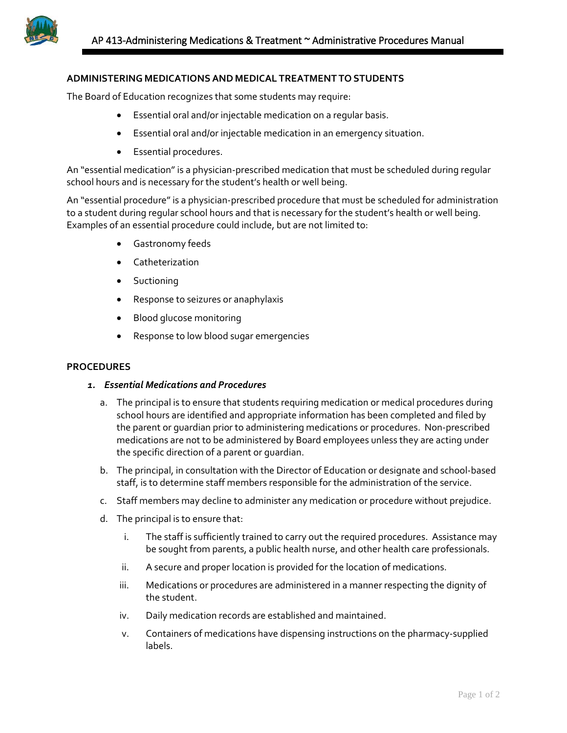## ADMINISTERING MEDICATIONS AND MEDICAL TREATMENT TO STUDENTS

The Board of Education recognizes that some students may require:

- Essential oral and/or injectable medication on a regular basis.
- Essential oral and/or injectable medication in an emergency situation.
- Essential procedures.

An "essential medication" is a physician-prescribed medication that must be scheduled during regular school hours and is necessary for the student's health or well being.

An "essential procedure" is a physician-prescribed procedure that must be scheduled for administration to a student during regular school hours and that is necessary for the student's health or well being. Examples of an essential procedure could include, but are not limited to:

- Gastronomy feeds
- Catheterization
- Suctioning
- Response to seizures or anaphylaxis
- Blood glucose monitoring
- Response to low blood sugar emergencies

## PROCEDURES

### 1. *Essential Medications and Procedures*

a. The principal is to ensure that students requiring medication or medical procedures during school hours are identified and appropriate information has been completed and filed by the parent or guardian prior to administering medications or procedures. Non-prescribed medications are not to be administered by Board employees unless they are acting under the specific direction of a parent or guardian.

b. The principal, in consultation with the Director of Education or designate and school-based staff, is to determine staff members responsible for the administration of the service.

c. Staff members may decline to administer any medication or procedure without prejudice.

d. The principal is to ensure that:

   i. The staff is sufficiently trained to carry out the required procedures. Assistance may be sought from parents, a public health nurse, and other health care professionals.

   ii. A secure and proper location is provided for the location of medications.

   iii. Medications or procedures are administered in a manner respecting the dignity of the student.

   iv. Daily medication records are established and maintained.

   v. Containers of medications have dispensing instructions on the pharmacy-supplied labels.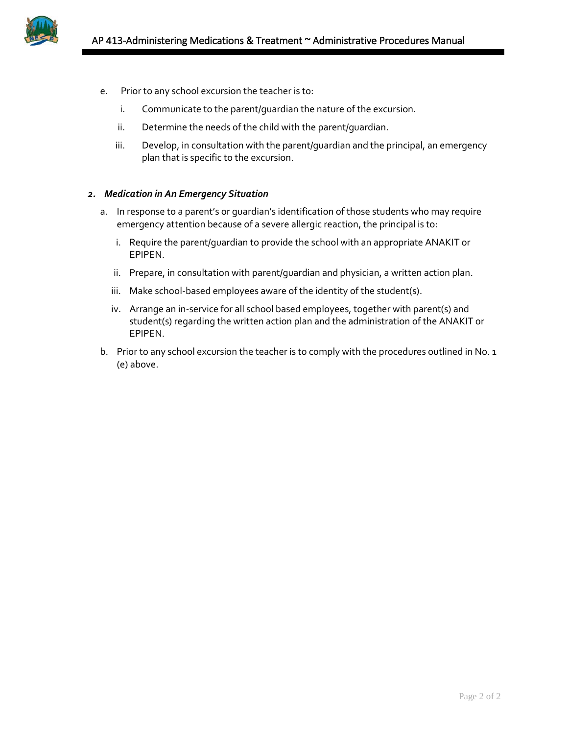e. Prior to any school excursion the teacher is to:
   i. Communicate to the parent/guardian the nature of the excursion.
   ii. Determine the needs of the child with the parent/guardian.
   iii. Develop, in consultation with the parent/guardian and the principal, an emergency plan that is specific to the excursion.

### 2. *Medication in An Emergency Situation*

a. In response to a parent's or guardian's identification of those students who may require emergency attention because of a severe allergic reaction, the principal is to:
   i. Require the parent/guardian to provide the school with an appropriate ANAKIT or EPIPEN.
   ii. Prepare, in consultation with parent/guardian and physician, a written action plan.
   iii. Make school-based employees aware of the identity of the student(s).
   iv. Arrange an in-service for all school based employees, together with parent(s) and student(s) regarding the written action plan and the administration of the ANAKIT or EPIPEN.

b. Prior to any school excursion the teacher is to comply with the procedures outlined in No. 1 (e) above.